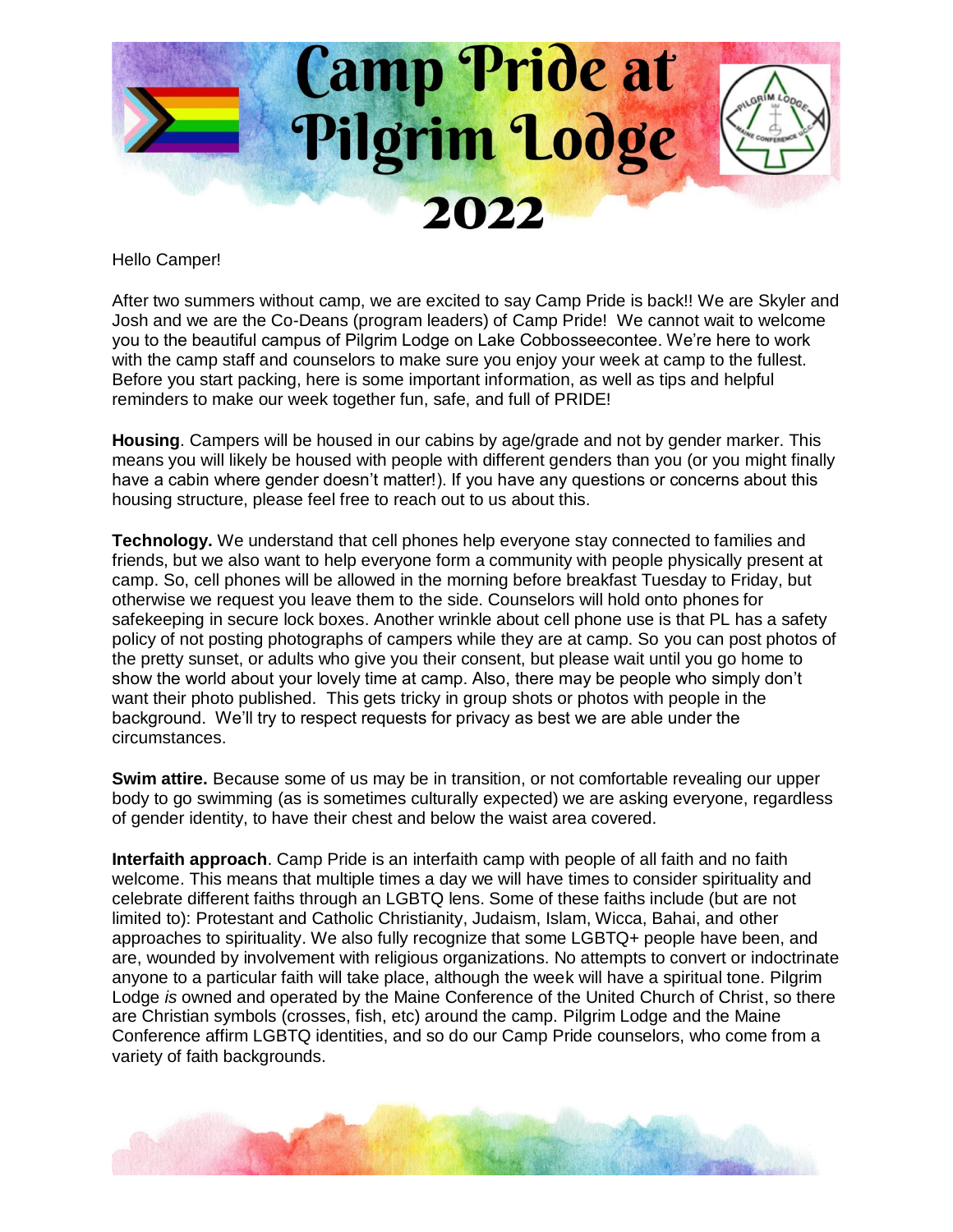# Camp Pride at Pilgrim Lodge 2022

Hello Camper!

After two summers without camp, we are excited to say Camp Pride is back!! We are Skyler and Josh and we are the Co-Deans (program leaders) of Camp Pride! We cannot wait to welcome you to the beautiful campus of Pilgrim Lodge on Lake Cobbosseecontee. We're here to work with the camp staff and counselors to make sure you enjoy your week at camp to the fullest. Before you start packing, here is some important information, as well as tips and helpful reminders to make our week together fun, safe, and full of PRIDE!

**Housing**. Campers will be housed in our cabins by age/grade and not by gender marker. This means you will likely be housed with people with different genders than you (or you might finally have a cabin where gender doesn't matter!). If you have any questions or concerns about this housing structure, please feel free to reach out to us about this.

**Technology.** We understand that cell phones help everyone stay connected to families and friends, but we also want to help everyone form a community with people physically present at camp. So, cell phones will be allowed in the morning before breakfast Tuesday to Friday, but otherwise we request you leave them to the side. Counselors will hold onto phones for safekeeping in secure lock boxes. Another wrinkle about cell phone use is that PL has a safety policy of not posting photographs of campers while they are at camp. So you can post photos of the pretty sunset, or adults who give you their consent, but please wait until you go home to show the world about your lovely time at camp. Also, there may be people who simply don't want their photo published. This gets tricky in group shots or photos with people in the background. We'll try to respect requests for privacy as best we are able under the circumstances.

**Swim attire.** Because some of us may be in transition, or not comfortable revealing our upper body to go swimming (as is sometimes culturally expected) we are asking everyone, regardless of gender identity, to have their chest and below the waist area covered.

**Interfaith approach**. Camp Pride is an interfaith camp with people of all faith and no faith welcome. This means that multiple times a day we will have times to consider spirituality and celebrate different faiths through an LGBTQ lens. Some of these faiths include (but are not limited to): Protestant and Catholic Christianity, Judaism, Islam, Wicca, Bahai, and other approaches to spirituality. We also fully recognize that some LGBTQ+ people have been, and are, wounded by involvement with religious organizations. No attempts to convert or indoctrinate anyone to a particular faith will take place, although the week will have a spiritual tone. Pilgrim Lodge *is* owned and operated by the Maine Conference of the United Church of Christ, so there are Christian symbols (crosses, fish, etc) around the camp. Pilgrim Lodge and the Maine Conference affirm LGBTQ identities, and so do our Camp Pride counselors, who come from a variety of faith backgrounds.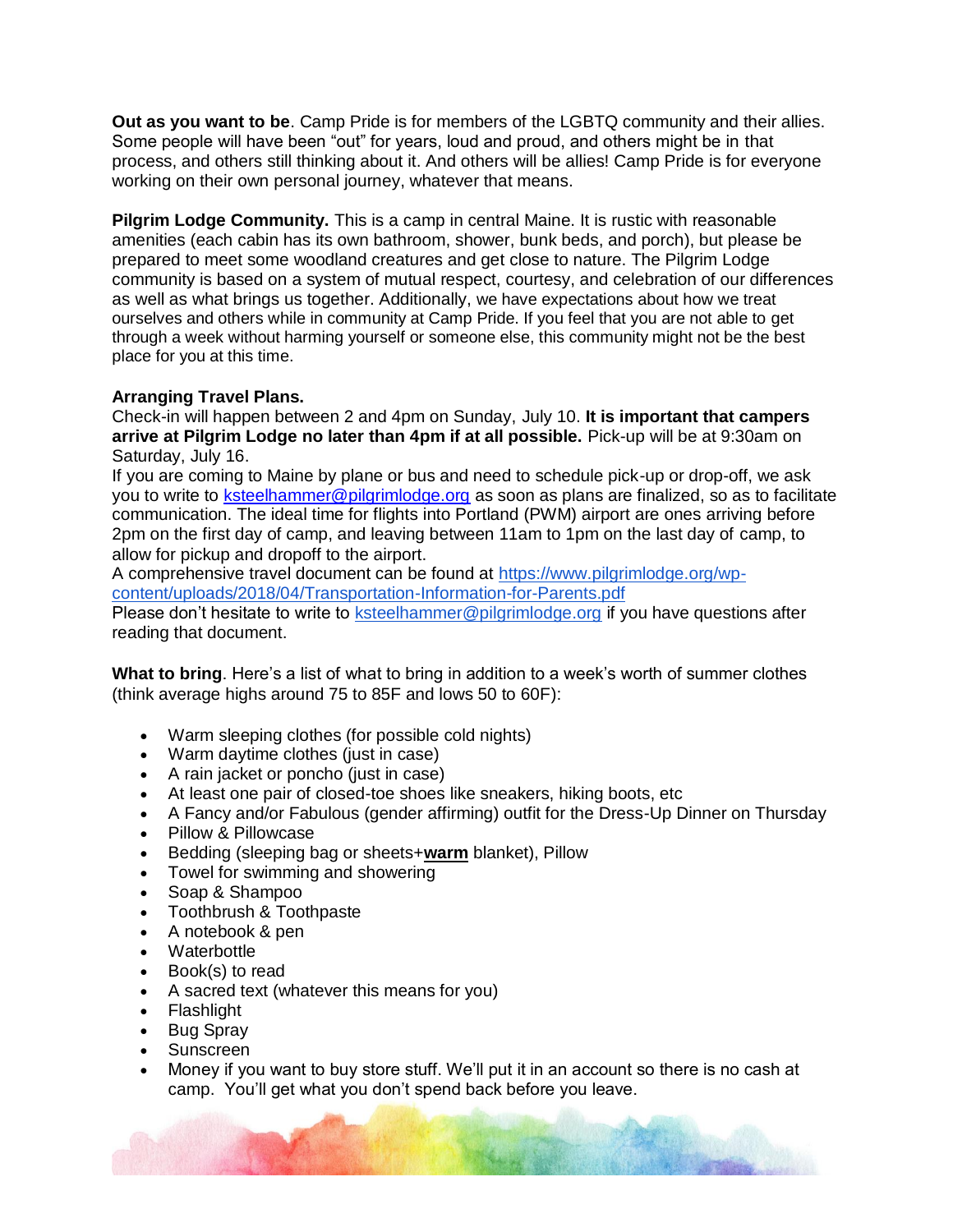**Out as you want to be**. Camp Pride is for members of the LGBTQ community and their allies. Some people will have been "out" for years, loud and proud, and others might be in that process, and others still thinking about it. And others will be allies! Camp Pride is for everyone working on their own personal journey, whatever that means.

**Pilgrim Lodge Community.** This is a camp in central Maine. It is rustic with reasonable amenities (each cabin has its own bathroom, shower, bunk beds, and porch), but please be prepared to meet some woodland creatures and get close to nature. The Pilgrim Lodge community is based on a system of mutual respect, courtesy, and celebration of our differences as well as what brings us together. Additionally, we have expectations about how we treat ourselves and others while in community at Camp Pride. If you feel that you are not able to get through a week without harming yourself or someone else, this community might not be the best place for you at this time.

**Arranging Travel Plans.**
Check-in will happen between 2 and 4pm on Sunday, July 10. **It is important that campers arrive at Pilgrim Lodge no later than 4pm if at all possible.** Pick-up will be at 9:30am on Saturday, July 16.
If you are coming to Maine by plane or bus and need to schedule pick-up or drop-off, we ask you to write to ksteelhammer@pilgrimlodge.org as soon as plans are finalized, so as to facilitate communication. The ideal time for flights into Portland (PWM) airport are ones arriving before 2pm on the first day of camp, and leaving between 11am to 1pm on the last day of camp, to allow for pickup and dropoff to the airport.
A comprehensive travel document can be found at https://www.pilgrimlodge.org/wp-content/uploads/2018/04/Transportation-Information-for-Parents.pdf
Please don't hesitate to write to ksteelhammer@pilgrimlodge.org if you have questions after reading that document.

**What to bring**. Here's a list of what to bring in addition to a week's worth of summer clothes (think average highs around 75 to 85F and lows 50 to 60F):

- Warm sleeping clothes (for possible cold nights)
- Warm daytime clothes (just in case)
- A rain jacket or poncho (just in case)
- At least one pair of closed-toe shoes like sneakers, hiking boots, etc
- A Fancy and/or Fabulous (gender affirming) outfit for the Dress-Up Dinner on Thursday
- Pillow & Pillowcase
- Bedding (sleeping bag or sheets+**warm** blanket), Pillow
- Towel for swimming and showering
- Soap & Shampoo
- Toothbrush & Toothpaste
- A notebook & pen
- Waterbottle
- Book(s) to read
- A sacred text (whatever this means for you)
- Flashlight
- Bug Spray
- Sunscreen
- Money if you want to buy store stuff. We'll put it in an account so there is no cash at camp. You'll get what you don't spend back before you leave.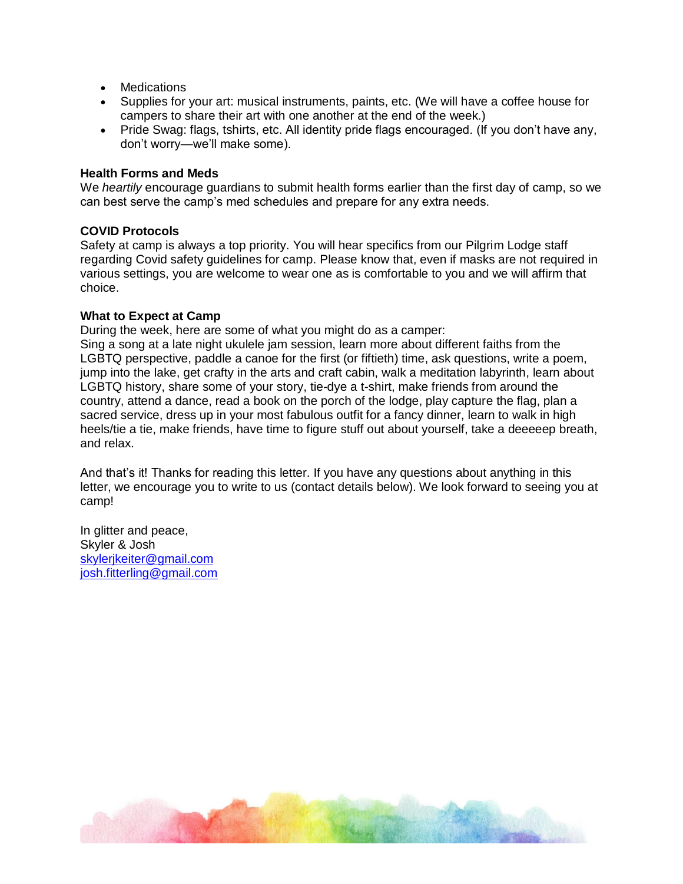- Medications
- Supplies for your art: musical instruments, paints, etc. (We will have a coffee house for campers to share their art with one another at the end of the week.)
- Pride Swag: flags, tshirts, etc. All identity pride flags encouraged. (If you don't have any, don't worry—we'll make some).

**Health Forms and Meds**
We *heartily* encourage guardians to submit health forms earlier than the first day of camp, so we can best serve the camp's med schedules and prepare for any extra needs.

**COVID Protocols**
Safety at camp is always a top priority. You will hear specifics from our Pilgrim Lodge staff regarding Covid safety guidelines for camp. Please know that, even if masks are not required in various settings, you are welcome to wear one as is comfortable to you and we will affirm that choice.

**What to Expect at Camp**
During the week, here are some of what you might do as a camper:
Sing a song at a late night ukulele jam session, learn more about different faiths from the LGBTQ perspective, paddle a canoe for the first (or fiftieth) time, ask questions, write a poem, jump into the lake, get crafty in the arts and craft cabin, walk a meditation labyrinth, learn about LGBTQ history, share some of your story, tie-dye a t-shirt, make friends from around the country, attend a dance, read a book on the porch of the lodge, play capture the flag, plan a sacred service, dress up in your most fabulous outfit for a fancy dinner, learn to walk in high heels/tie a tie, make friends, have time to figure stuff out about yourself, take a deeeeep breath, and relax.

And that's it! Thanks for reading this letter. If you have any questions about anything in this letter, we encourage you to write to us (contact details below). We look forward to seeing you at camp!

In glitter and peace,
Skyler & Josh
skylerjkeiter@gmail.com
josh.fitterling@gmail.com